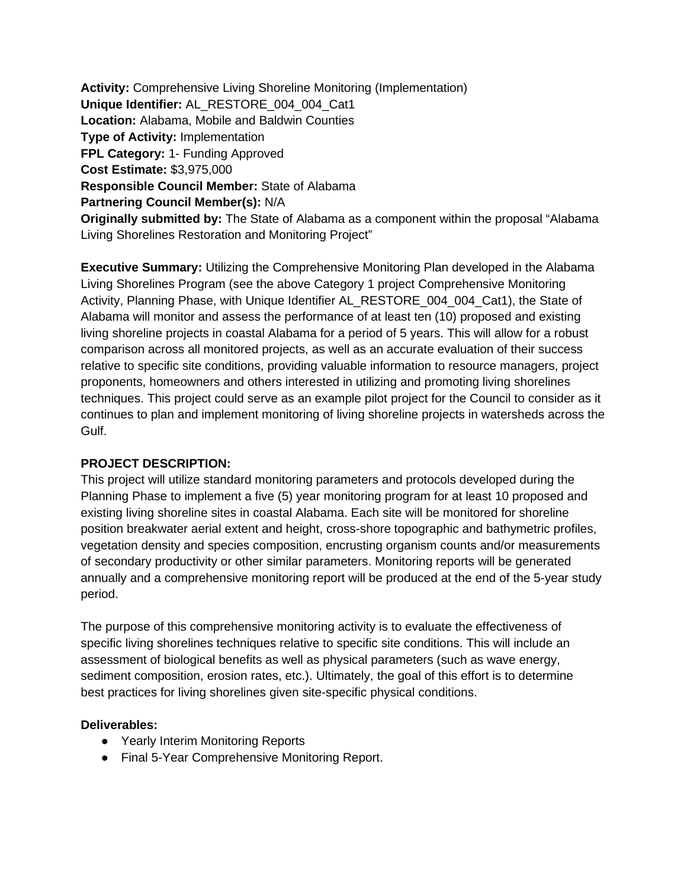**Activity:** Comprehensive Living Shoreline Monitoring (Implementation)
**Unique Identifier:** AL_RESTORE_004_004_Cat1
**Location:** Alabama, Mobile and Baldwin Counties
**Type of Activity:** Implementation
**FPL Category:** 1- Funding Approved
**Cost Estimate:** $3,975,000
**Responsible Council Member:** State of Alabama
**Partnering Council Member(s):** N/A
**Originally submitted by:** The State of Alabama as a component within the proposal "Alabama Living Shorelines Restoration and Monitoring Project"

**Executive Summary:** Utilizing the Comprehensive Monitoring Plan developed in the Alabama Living Shorelines Program (see the above Category 1 project Comprehensive Monitoring Activity, Planning Phase, with Unique Identifier AL_RESTORE_004_004_Cat1), the State of Alabama will monitor and assess the performance of at least ten (10) proposed and existing living shoreline projects in coastal Alabama for a period of 5 years. This will allow for a robust comparison across all monitored projects, as well as an accurate evaluation of their success relative to specific site conditions, providing valuable information to resource managers, project proponents, homeowners and others interested in utilizing and promoting living shorelines techniques. This project could serve as an example pilot project for the Council to consider as it continues to plan and implement monitoring of living shoreline projects in watersheds across the Gulf.

**PROJECT DESCRIPTION:**

This project will utilize standard monitoring parameters and protocols developed during the Planning Phase to implement a five (5) year monitoring program for at least 10 proposed and existing living shoreline sites in coastal Alabama. Each site will be monitored for shoreline position breakwater aerial extent and height, cross-shore topographic and bathymetric profiles, vegetation density and species composition, encrusting organism counts and/or measurements of secondary productivity or other similar parameters. Monitoring reports will be generated annually and a comprehensive monitoring report will be produced at the end of the 5-year study period.

The purpose of this comprehensive monitoring activity is to evaluate the effectiveness of specific living shorelines techniques relative to specific site conditions. This will include an assessment of biological benefits as well as physical parameters (such as wave energy, sediment composition, erosion rates, etc.). Ultimately, the goal of this effort is to determine best practices for living shorelines given site-specific physical conditions.

**Deliverables:**

- Yearly Interim Monitoring Reports
- Final 5-Year Comprehensive Monitoring Report.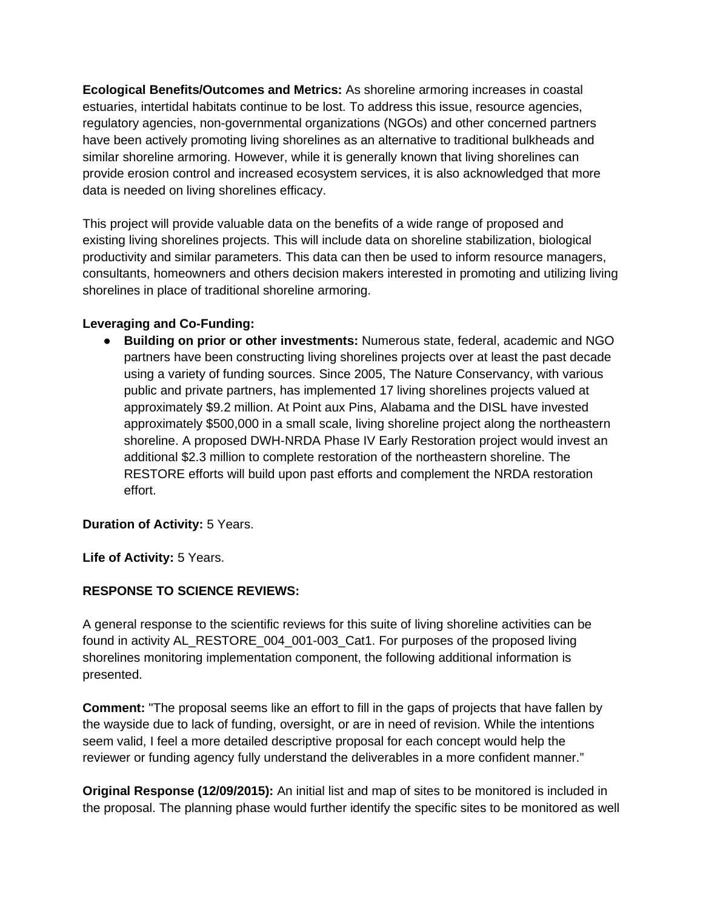**Ecological Benefits/Outcomes and Metrics:** As shoreline armoring increases in coastal estuaries, intertidal habitats continue to be lost. To address this issue, resource agencies, regulatory agencies, non-governmental organizations (NGOs) and other concerned partners have been actively promoting living shorelines as an alternative to traditional bulkheads and similar shoreline armoring. However, while it is generally known that living shorelines can provide erosion control and increased ecosystem services, it is also acknowledged that more data is needed on living shorelines efficacy.

This project will provide valuable data on the benefits of a wide range of proposed and existing living shorelines projects. This will include data on shoreline stabilization, biological productivity and similar parameters. This data can then be used to inform resource managers, consultants, homeowners and others decision makers interested in promoting and utilizing living shorelines in place of traditional shoreline armoring.

**Leveraging and Co-Funding:**

- **Building on prior or other investments:** Numerous state, federal, academic and NGO partners have been constructing living shorelines projects over at least the past decade using a variety of funding sources. Since 2005, The Nature Conservancy, with various public and private partners, has implemented 17 living shorelines projects valued at approximately $9.2 million. At Point aux Pins, Alabama and the DISL have invested approximately $500,000 in a small scale, living shoreline project along the northeastern shoreline. A proposed DWH-NRDA Phase IV Early Restoration project would invest an additional $2.3 million to complete restoration of the northeastern shoreline. The RESTORE efforts will build upon past efforts and complement the NRDA restoration effort.

**Duration of Activity:** 5 Years.

**Life of Activity:** 5 Years.

**RESPONSE TO SCIENCE REVIEWS:**

A general response to the scientific reviews for this suite of living shoreline activities can be found in activity AL_RESTORE_004_001-003_Cat1. For purposes of the proposed living shorelines monitoring implementation component, the following additional information is presented.

**Comment:** "The proposal seems like an effort to fill in the gaps of projects that have fallen by the wayside due to lack of funding, oversight, or are in need of revision. While the intentions seem valid, I feel a more detailed descriptive proposal for each concept would help the reviewer or funding agency fully understand the deliverables in a more confident manner."

**Original Response (12/09/2015):** An initial list and map of sites to be monitored is included in the proposal. The planning phase would further identify the specific sites to be monitored as well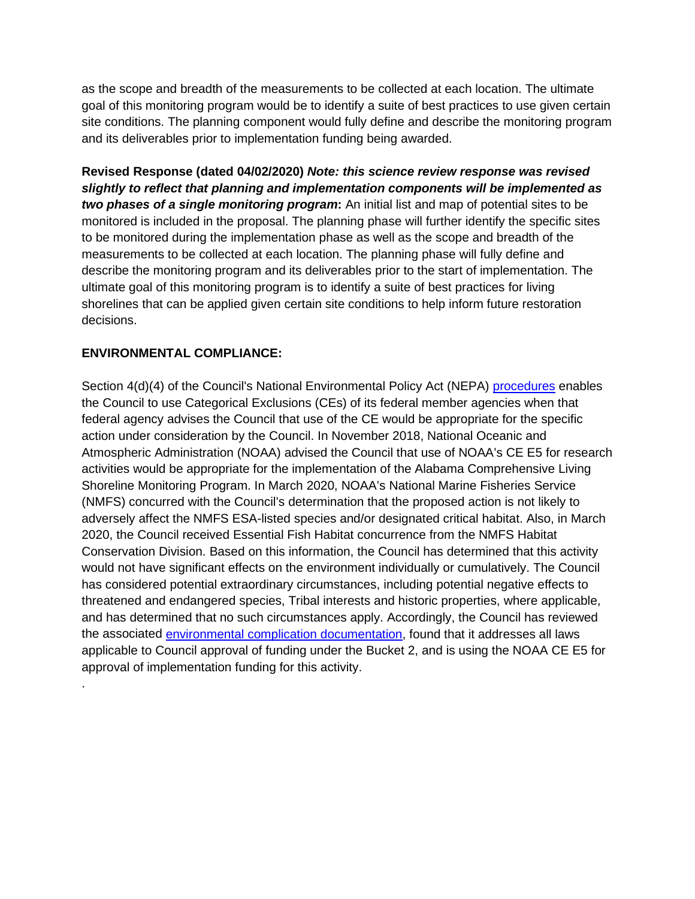as the scope and breadth of the measurements to be collected at each location. The ultimate goal of this monitoring program would be to identify a suite of best practices to use given certain site conditions. The planning component would fully define and describe the monitoring program and its deliverables prior to implementation funding being awarded.

**Revised Response (dated 04/02/2020)** ***Note: this science review response was revised slightly to reflect that planning and implementation components will be implemented as two phases of a single monitoring program*****:** An initial list and map of potential sites to be monitored is included in the proposal. The planning phase will further identify the specific sites to be monitored during the implementation phase as well as the scope and breadth of the measurements to be collected at each location. The planning phase will fully define and describe the monitoring program and its deliverables prior to the start of implementation. The ultimate goal of this monitoring program is to identify a suite of best practices for living shorelines that can be applied given certain site conditions to help inform future restoration decisions.

**ENVIRONMENTAL COMPLIANCE:**

Section 4(d)(4) of the Council's National Environmental Policy Act (NEPA) procedures enables the Council to use Categorical Exclusions (CEs) of its federal member agencies when that federal agency advises the Council that use of the CE would be appropriate for the specific action under consideration by the Council. In November 2018, National Oceanic and Atmospheric Administration (NOAA) advised the Council that use of NOAA's CE E5 for research activities would be appropriate for the implementation of the Alabama Comprehensive Living Shoreline Monitoring Program. In March 2020, NOAA's National Marine Fisheries Service (NMFS) concurred with the Council's determination that the proposed action is not likely to adversely affect the NMFS ESA-listed species and/or designated critical habitat. Also, in March 2020, the Council received Essential Fish Habitat concurrence from the NMFS Habitat Conservation Division. Based on this information, the Council has determined that this activity would not have significant effects on the environment individually or cumulatively. The Council has considered potential extraordinary circumstances, including potential negative effects to threatened and endangered species, Tribal interests and historic properties, where applicable, and has determined that no such circumstances apply. Accordingly, the Council has reviewed the associated environmental complication documentation, found that it addresses all laws applicable to Council approval of funding under the Bucket 2, and is using the NOAA CE E5 for approval of implementation funding for this activity.

.